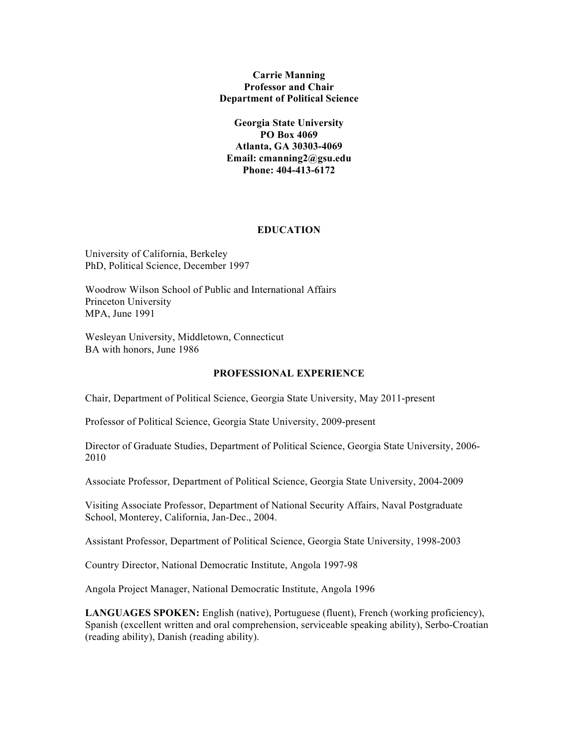**Carrie Manning**
**Professor and Chair**
**Department of Political Science**

**Georgia State University**
**PO Box 4069**
**Atlanta, GA 30303-4069**
**Email: cmanning2@gsu.edu**
**Phone: 404-413-6172**

## EDUCATION

University of California, Berkeley
PhD, Political Science, December 1997

Woodrow Wilson School of Public and International Affairs
Princeton University
MPA, June 1991

Wesleyan University, Middletown, Connecticut
BA with honors, June 1986

## PROFESSIONAL EXPERIENCE

Chair, Department of Political Science, Georgia State University, May 2011-present

Professor of Political Science, Georgia State University, 2009-present

Director of Graduate Studies, Department of Political Science, Georgia State University, 2006-2010

Associate Professor, Department of Political Science, Georgia State University, 2004-2009

Visiting Associate Professor, Department of National Security Affairs, Naval Postgraduate School, Monterey, California, Jan-Dec., 2004.

Assistant Professor, Department of Political Science, Georgia State University, 1998-2003

Country Director, National Democratic Institute, Angola 1997-98

Angola Project Manager, National Democratic Institute, Angola 1996

**LANGUAGES SPOKEN:** English (native), Portuguese (fluent), French (working proficiency), Spanish (excellent written and oral comprehension, serviceable speaking ability), Serbo-Croatian (reading ability), Danish (reading ability).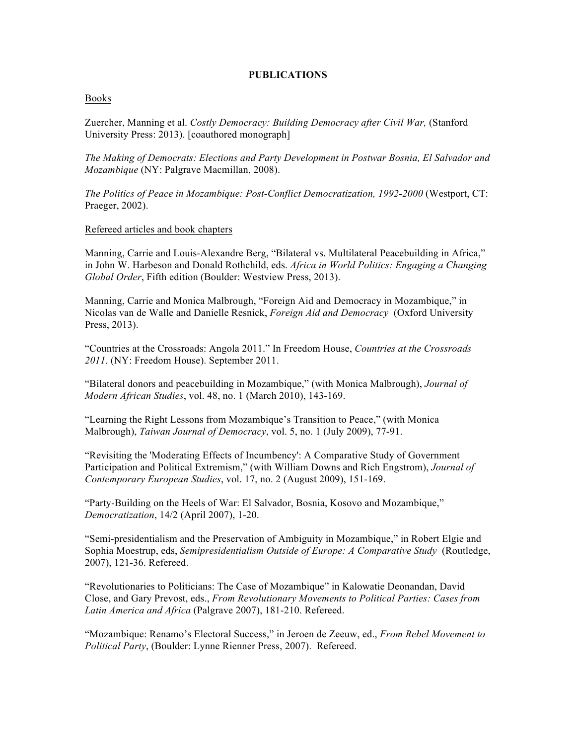# PUBLICATIONS

## Books

Zuercher, Manning et al. *Costly Democracy: Building Democracy after Civil War,* (Stanford University Press: 2013). [coauthored monograph]

*The Making of Democrats: Elections and Party Development in Postwar Bosnia, El Salvador and Mozambique* (NY: Palgrave Macmillan, 2008).

*The Politics of Peace in Mozambique: Post-Conflict Democratization, 1992-2000* (Westport, CT: Praeger, 2002).

## Refereed articles and book chapters

Manning, Carrie and Louis-Alexandre Berg, "Bilateral vs. Multilateral Peacebuilding in Africa," in John W. Harbeson and Donald Rothchild, eds. *Africa in World Politics: Engaging a Changing Global Order*, Fifth edition (Boulder: Westview Press, 2013).

Manning, Carrie and Monica Malbrough, "Foreign Aid and Democracy in Mozambique," in Nicolas van de Walle and Danielle Resnick, *Foreign Aid and Democracy* (Oxford University Press, 2013).

"Countries at the Crossroads: Angola 2011." In Freedom House, *Countries at the Crossroads 2011.* (NY: Freedom House). September 2011.

"Bilateral donors and peacebuilding in Mozambique," (with Monica Malbrough), *Journal of Modern African Studies*, vol. 48, no. 1 (March 2010), 143-169.

"Learning the Right Lessons from Mozambique's Transition to Peace," (with Monica Malbrough), *Taiwan Journal of Democracy*, vol. 5, no. 1 (July 2009), 77-91.

"Revisiting the 'Moderating Effects of Incumbency': A Comparative Study of Government Participation and Political Extremism," (with William Downs and Rich Engstrom), *Journal of Contemporary European Studies*, vol. 17, no. 2 (August 2009), 151-169.

"Party-Building on the Heels of War: El Salvador, Bosnia, Kosovo and Mozambique," *Democratization*, 14/2 (April 2007), 1-20.

"Semi-presidentialism and the Preservation of Ambiguity in Mozambique," in Robert Elgie and Sophia Moestrup, eds, *Semipresidentialism Outside of Europe: A Comparative Study* (Routledge, 2007), 121-36. Refereed.

"Revolutionaries to Politicians: The Case of Mozambique" in Kalowatie Deonandan, David Close, and Gary Prevost, eds., *From Revolutionary Movements to Political Parties: Cases from Latin America and Africa* (Palgrave 2007), 181-210. Refereed.

"Mozambique: Renamo's Electoral Success," in Jeroen de Zeeuw, ed., *From Rebel Movement to Political Party*, (Boulder: Lynne Rienner Press, 2007). Refereed.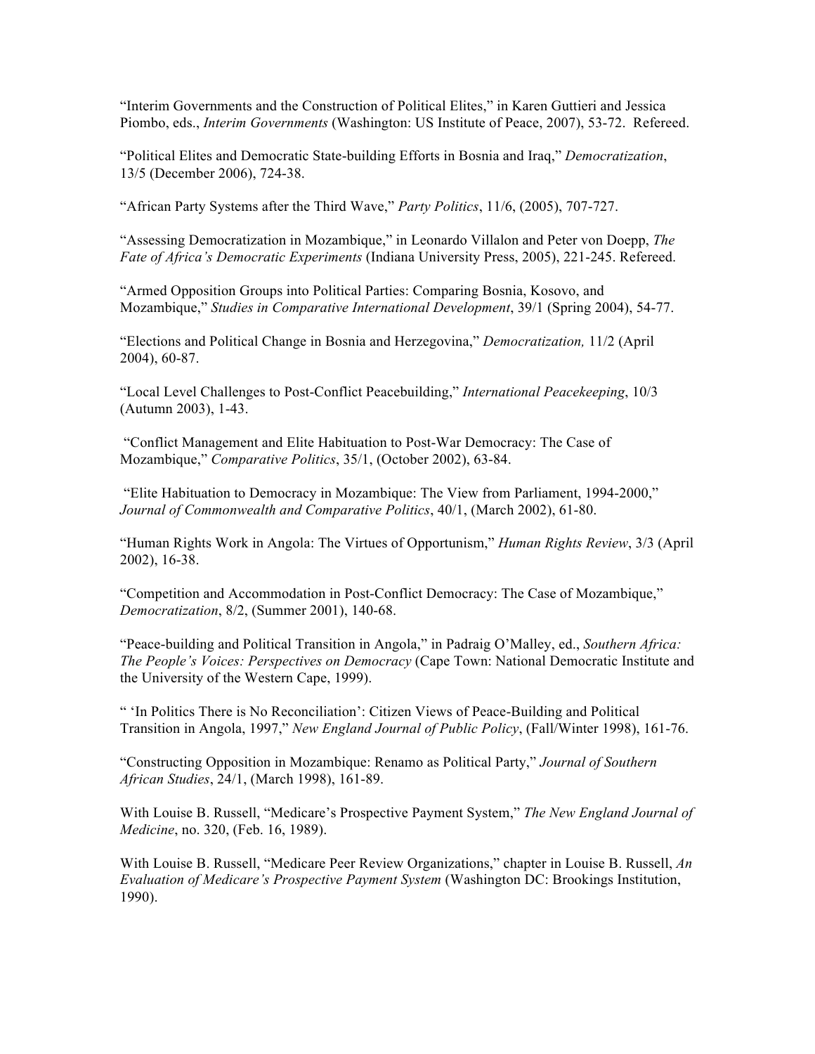"Interim Governments and the Construction of Political Elites," in Karen Guttieri and Jessica Piombo, eds., *Interim Governments* (Washington: US Institute of Peace, 2007), 53-72. Refereed.

"Political Elites and Democratic State-building Efforts in Bosnia and Iraq," *Democratization*, 13/5 (December 2006), 724-38.

"African Party Systems after the Third Wave," *Party Politics*, 11/6, (2005), 707-727.

"Assessing Democratization in Mozambique," in Leonardo Villalon and Peter von Doepp, *The Fate of Africa's Democratic Experiments* (Indiana University Press, 2005), 221-245. Refereed.

"Armed Opposition Groups into Political Parties: Comparing Bosnia, Kosovo, and Mozambique," *Studies in Comparative International Development*, 39/1 (Spring 2004), 54-77.

"Elections and Political Change in Bosnia and Herzegovina," *Democratization,* 11/2 (April 2004), 60-87.

"Local Level Challenges to Post-Conflict Peacebuilding," *International Peacekeeping*, 10/3 (Autumn 2003), 1-43.

"Conflict Management and Elite Habituation to Post-War Democracy: The Case of Mozambique," *Comparative Politics*, 35/1, (October 2002), 63-84.

"Elite Habituation to Democracy in Mozambique: The View from Parliament, 1994-2000," *Journal of Commonwealth and Comparative Politics*, 40/1, (March 2002), 61-80.

"Human Rights Work in Angola: The Virtues of Opportunism," *Human Rights Review*, 3/3 (April 2002), 16-38.

"Competition and Accommodation in Post-Conflict Democracy: The Case of Mozambique," *Democratization*, 8/2, (Summer 2001), 140-68.

"Peace-building and Political Transition in Angola," in Padraig O'Malley, ed., *Southern Africa: The People's Voices: Perspectives on Democracy* (Cape Town: National Democratic Institute and the University of the Western Cape, 1999).

" 'In Politics There is No Reconciliation': Citizen Views of Peace-Building and Political Transition in Angola, 1997," *New England Journal of Public Policy*, (Fall/Winter 1998), 161-76.

"Constructing Opposition in Mozambique: Renamo as Political Party," *Journal of Southern African Studies*, 24/1, (March 1998), 161-89.

With Louise B. Russell, "Medicare's Prospective Payment System," *The New England Journal of Medicine*, no. 320, (Feb. 16, 1989).

With Louise B. Russell, "Medicare Peer Review Organizations," chapter in Louise B. Russell, *An Evaluation of Medicare's Prospective Payment System* (Washington DC: Brookings Institution, 1990).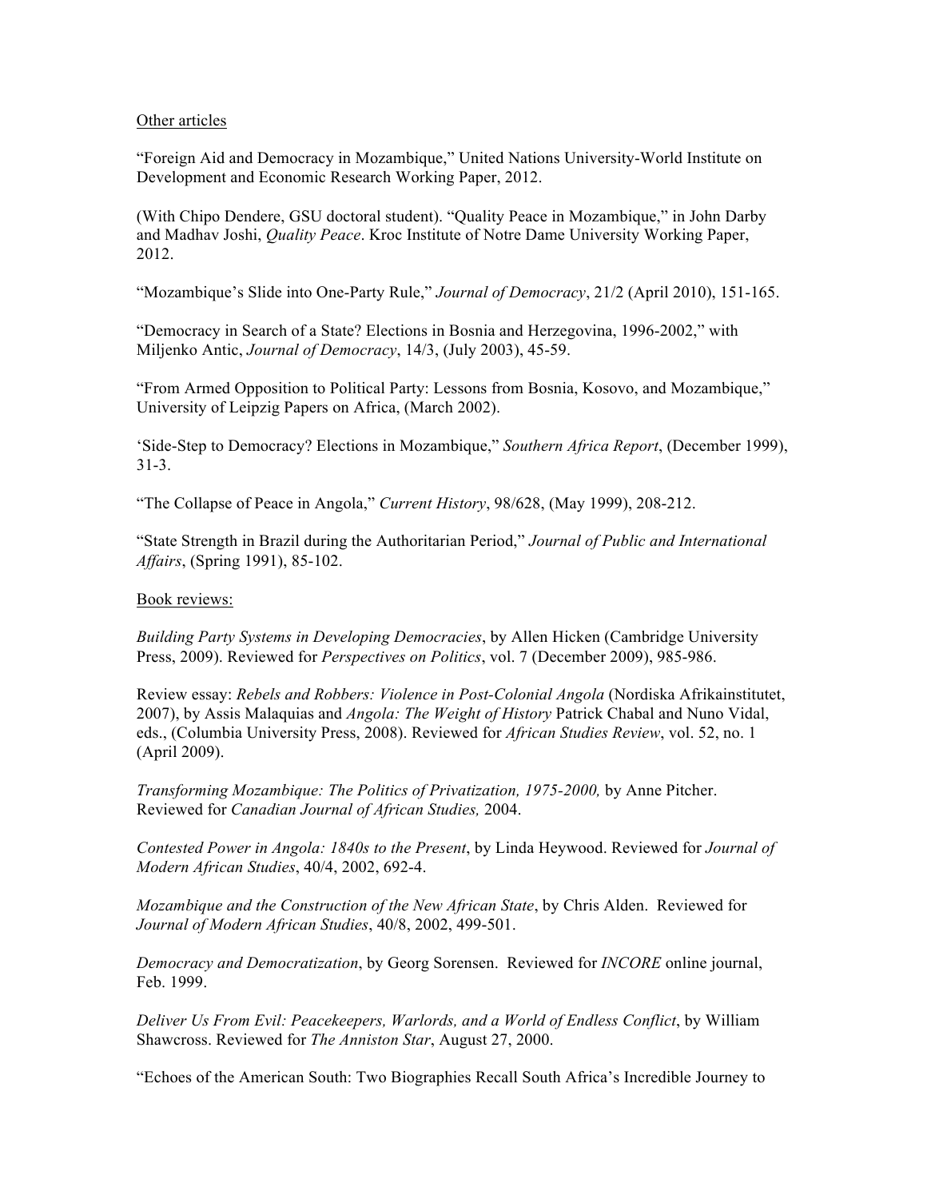Other articles

"Foreign Aid and Democracy in Mozambique," United Nations University-World Institute on Development and Economic Research Working Paper, 2012.

(With Chipo Dendere, GSU doctoral student). "Quality Peace in Mozambique," in John Darby and Madhav Joshi, *Quality Peace*. Kroc Institute of Notre Dame University Working Paper, 2012.

"Mozambique's Slide into One-Party Rule," *Journal of Democracy*, 21/2 (April 2010), 151-165.

"Democracy in Search of a State? Elections in Bosnia and Herzegovina, 1996-2002," with Miljenko Antic, *Journal of Democracy*, 14/3, (July 2003), 45-59.

"From Armed Opposition to Political Party: Lessons from Bosnia, Kosovo, and Mozambique," University of Leipzig Papers on Africa, (March 2002).

'Side-Step to Democracy? Elections in Mozambique," *Southern Africa Report*, (December 1999), 31-3.

"The Collapse of Peace in Angola," *Current History*, 98/628, (May 1999), 208-212.

"State Strength in Brazil during the Authoritarian Period," *Journal of Public and International Affairs*, (Spring 1991), 85-102.

Book reviews:

*Building Party Systems in Developing Democracies*, by Allen Hicken (Cambridge University Press, 2009). Reviewed for *Perspectives on Politics*, vol. 7 (December 2009), 985-986.

Review essay: *Rebels and Robbers: Violence in Post-Colonial Angola* (Nordiska Afrikainstitutet, 2007), by Assis Malaquias and *Angola: The Weight of History* Patrick Chabal and Nuno Vidal, eds., (Columbia University Press, 2008). Reviewed for *African Studies Review*, vol. 52, no. 1 (April 2009).

*Transforming Mozambique: The Politics of Privatization, 1975-2000,* by Anne Pitcher. Reviewed for *Canadian Journal of African Studies,* 2004.

*Contested Power in Angola: 1840s to the Present*, by Linda Heywood. Reviewed for *Journal of Modern African Studies*, 40/4, 2002, 692-4.

*Mozambique and the Construction of the New African State*, by Chris Alden. Reviewed for *Journal of Modern African Studies*, 40/8, 2002, 499-501.

*Democracy and Democratization*, by Georg Sorensen. Reviewed for *INCORE* online journal, Feb. 1999.

*Deliver Us From Evil: Peacekeepers, Warlords, and a World of Endless Conflict*, by William Shawcross. Reviewed for *The Anniston Star*, August 27, 2000.

"Echoes of the American South: Two Biographies Recall South Africa's Incredible Journey to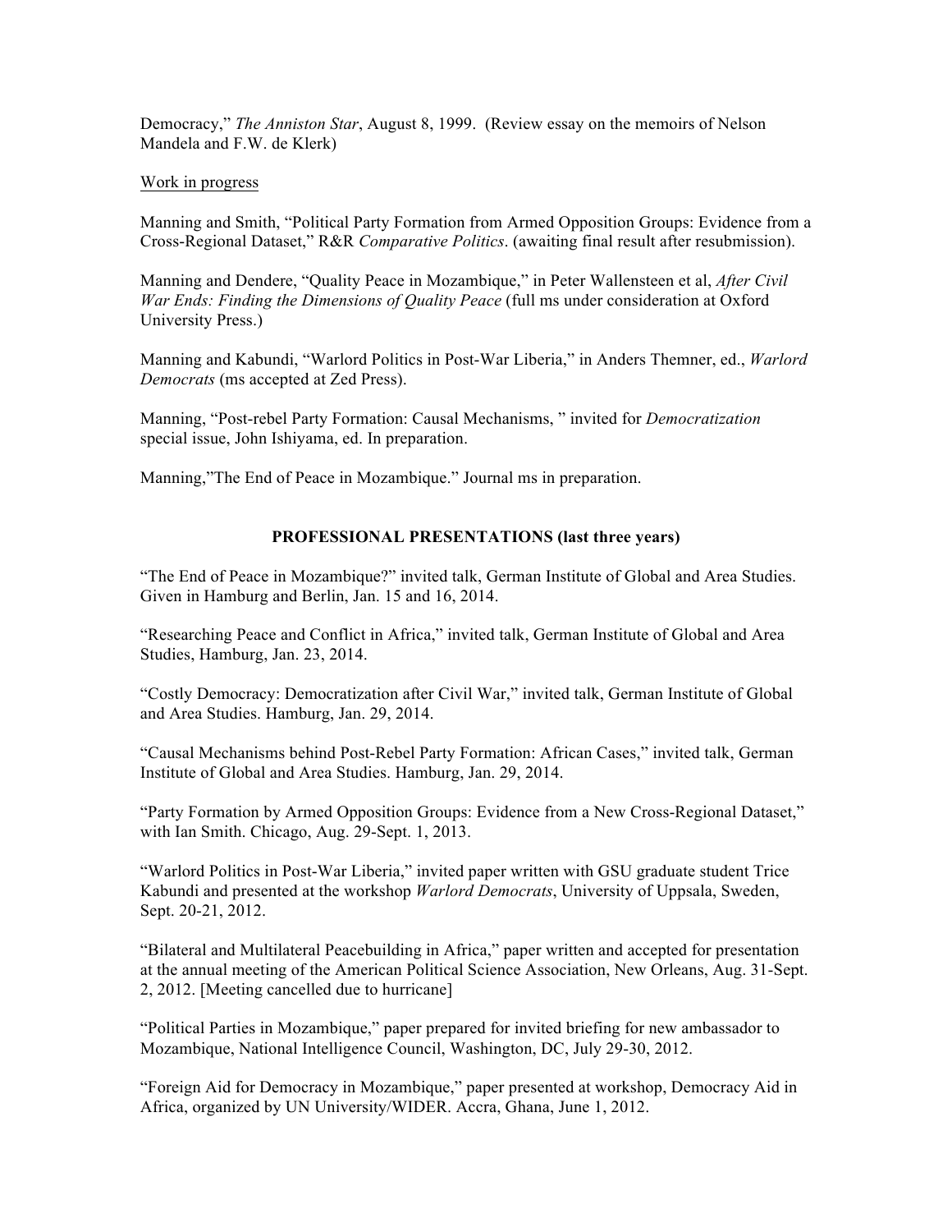Democracy," *The Anniston Star*, August 8, 1999. (Review essay on the memoirs of Nelson Mandela and F.W. de Klerk)

Work in progress

Manning and Smith, "Political Party Formation from Armed Opposition Groups: Evidence from a Cross-Regional Dataset," R&R *Comparative Politics*. (awaiting final result after resubmission).

Manning and Dendere, "Quality Peace in Mozambique," in Peter Wallensteen et al, *After Civil War Ends: Finding the Dimensions of Quality Peace* (full ms under consideration at Oxford University Press.)

Manning and Kabundi, "Warlord Politics in Post-War Liberia," in Anders Themner, ed., *Warlord Democrats* (ms accepted at Zed Press).

Manning, "Post-rebel Party Formation: Causal Mechanisms, " invited for *Democratization* special issue, John Ishiyama, ed. In preparation.

Manning,"The End of Peace in Mozambique." Journal ms in preparation.

## PROFESSIONAL PRESENTATIONS (last three years)

"The End of Peace in Mozambique?" invited talk, German Institute of Global and Area Studies. Given in Hamburg and Berlin, Jan. 15 and 16, 2014.

"Researching Peace and Conflict in Africa," invited talk, German Institute of Global and Area Studies, Hamburg, Jan. 23, 2014.

"Costly Democracy: Democratization after Civil War," invited talk, German Institute of Global and Area Studies. Hamburg, Jan. 29, 2014.

"Causal Mechanisms behind Post-Rebel Party Formation: African Cases," invited talk, German Institute of Global and Area Studies. Hamburg, Jan. 29, 2014.

"Party Formation by Armed Opposition Groups: Evidence from a New Cross-Regional Dataset," with Ian Smith. Chicago, Aug. 29-Sept. 1, 2013.

"Warlord Politics in Post-War Liberia," invited paper written with GSU graduate student Trice Kabundi and presented at the workshop *Warlord Democrats*, University of Uppsala, Sweden, Sept. 20-21, 2012.

"Bilateral and Multilateral Peacebuilding in Africa," paper written and accepted for presentation at the annual meeting of the American Political Science Association, New Orleans, Aug. 31-Sept. 2, 2012. [Meeting cancelled due to hurricane]

"Political Parties in Mozambique," paper prepared for invited briefing for new ambassador to Mozambique, National Intelligence Council, Washington, DC, July 29-30, 2012.

"Foreign Aid for Democracy in Mozambique," paper presented at workshop, Democracy Aid in Africa, organized by UN University/WIDER. Accra, Ghana, June 1, 2012.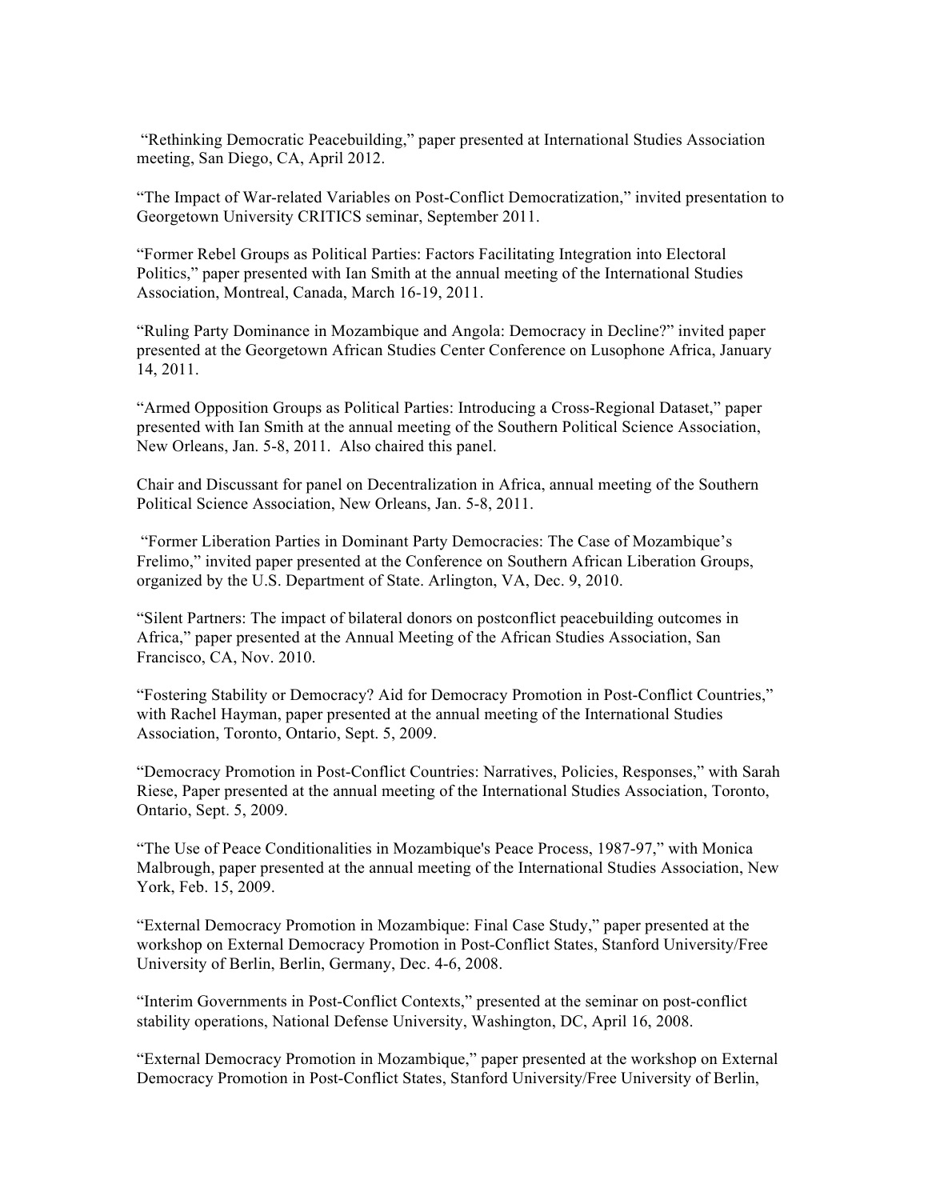"Rethinking Democratic Peacebuilding," paper presented at International Studies Association meeting, San Diego, CA, April 2012.

"The Impact of War-related Variables on Post-Conflict Democratization," invited presentation to Georgetown University CRITICS seminar, September 2011.

"Former Rebel Groups as Political Parties: Factors Facilitating Integration into Electoral Politics," paper presented with Ian Smith at the annual meeting of the International Studies Association, Montreal, Canada, March 16-19, 2011.

"Ruling Party Dominance in Mozambique and Angola: Democracy in Decline?" invited paper presented at the Georgetown African Studies Center Conference on Lusophone Africa, January 14, 2011.

"Armed Opposition Groups as Political Parties: Introducing a Cross-Regional Dataset," paper presented with Ian Smith at the annual meeting of the Southern Political Science Association, New Orleans, Jan. 5-8, 2011. Also chaired this panel.

Chair and Discussant for panel on Decentralization in Africa, annual meeting of the Southern Political Science Association, New Orleans, Jan. 5-8, 2011.

"Former Liberation Parties in Dominant Party Democracies: The Case of Mozambique's Frelimo," invited paper presented at the Conference on Southern African Liberation Groups, organized by the U.S. Department of State. Arlington, VA, Dec. 9, 2010.

"Silent Partners: The impact of bilateral donors on postconflict peacebuilding outcomes in Africa," paper presented at the Annual Meeting of the African Studies Association, San Francisco, CA, Nov. 2010.

"Fostering Stability or Democracy? Aid for Democracy Promotion in Post-Conflict Countries," with Rachel Hayman, paper presented at the annual meeting of the International Studies Association, Toronto, Ontario, Sept. 5, 2009.

"Democracy Promotion in Post-Conflict Countries: Narratives, Policies, Responses," with Sarah Riese, Paper presented at the annual meeting of the International Studies Association, Toronto, Ontario, Sept. 5, 2009.

"The Use of Peace Conditionalities in Mozambique's Peace Process, 1987-97," with Monica Malbrough, paper presented at the annual meeting of the International Studies Association, New York, Feb. 15, 2009.

"External Democracy Promotion in Mozambique: Final Case Study," paper presented at the workshop on External Democracy Promotion in Post-Conflict States, Stanford University/Free University of Berlin, Berlin, Germany, Dec. 4-6, 2008.

"Interim Governments in Post-Conflict Contexts," presented at the seminar on post-conflict stability operations, National Defense University, Washington, DC, April 16, 2008.

"External Democracy Promotion in Mozambique," paper presented at the workshop on External Democracy Promotion in Post-Conflict States, Stanford University/Free University of Berlin,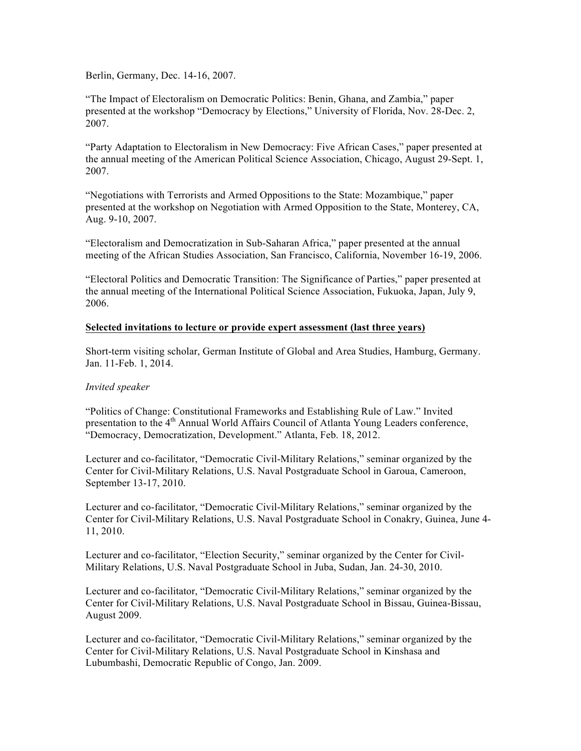Berlin, Germany, Dec. 14-16, 2007.

"The Impact of Electoralism on Democratic Politics: Benin, Ghana, and Zambia," paper presented at the workshop "Democracy by Elections," University of Florida, Nov. 28-Dec. 2, 2007.

"Party Adaptation to Electoralism in New Democracy: Five African Cases," paper presented at the annual meeting of the American Political Science Association, Chicago, August 29-Sept. 1, 2007.

"Negotiations with Terrorists and Armed Oppositions to the State: Mozambique," paper presented at the workshop on Negotiation with Armed Opposition to the State, Monterey, CA, Aug. 9-10, 2007.

"Electoralism and Democratization in Sub-Saharan Africa," paper presented at the annual meeting of the African Studies Association, San Francisco, California, November 16-19, 2006.

"Electoral Politics and Democratic Transition: The Significance of Parties," paper presented at the annual meeting of the International Political Science Association, Fukuoka, Japan, July 9, 2006.

**Selected invitations to lecture or provide expert assessment (last three years)**

Short-term visiting scholar, German Institute of Global and Area Studies, Hamburg, Germany. Jan. 11-Feb. 1, 2014.

*Invited speaker*

"Politics of Change: Constitutional Frameworks and Establishing Rule of Law." Invited presentation to the 4th Annual World Affairs Council of Atlanta Young Leaders conference, "Democracy, Democratization, Development." Atlanta, Feb. 18, 2012.

Lecturer and co-facilitator, "Democratic Civil-Military Relations," seminar organized by the Center for Civil-Military Relations, U.S. Naval Postgraduate School in Garoua, Cameroon, September 13-17, 2010.

Lecturer and co-facilitator, "Democratic Civil-Military Relations," seminar organized by the Center for Civil-Military Relations, U.S. Naval Postgraduate School in Conakry, Guinea, June 4-11, 2010.

Lecturer and co-facilitator, "Election Security," seminar organized by the Center for Civil-Military Relations, U.S. Naval Postgraduate School in Juba, Sudan, Jan. 24-30, 2010.

Lecturer and co-facilitator, "Democratic Civil-Military Relations," seminar organized by the Center for Civil-Military Relations, U.S. Naval Postgraduate School in Bissau, Guinea-Bissau, August 2009.

Lecturer and co-facilitator, "Democratic Civil-Military Relations," seminar organized by the Center for Civil-Military Relations, U.S. Naval Postgraduate School in Kinshasa and Lubumbashi, Democratic Republic of Congo, Jan. 2009.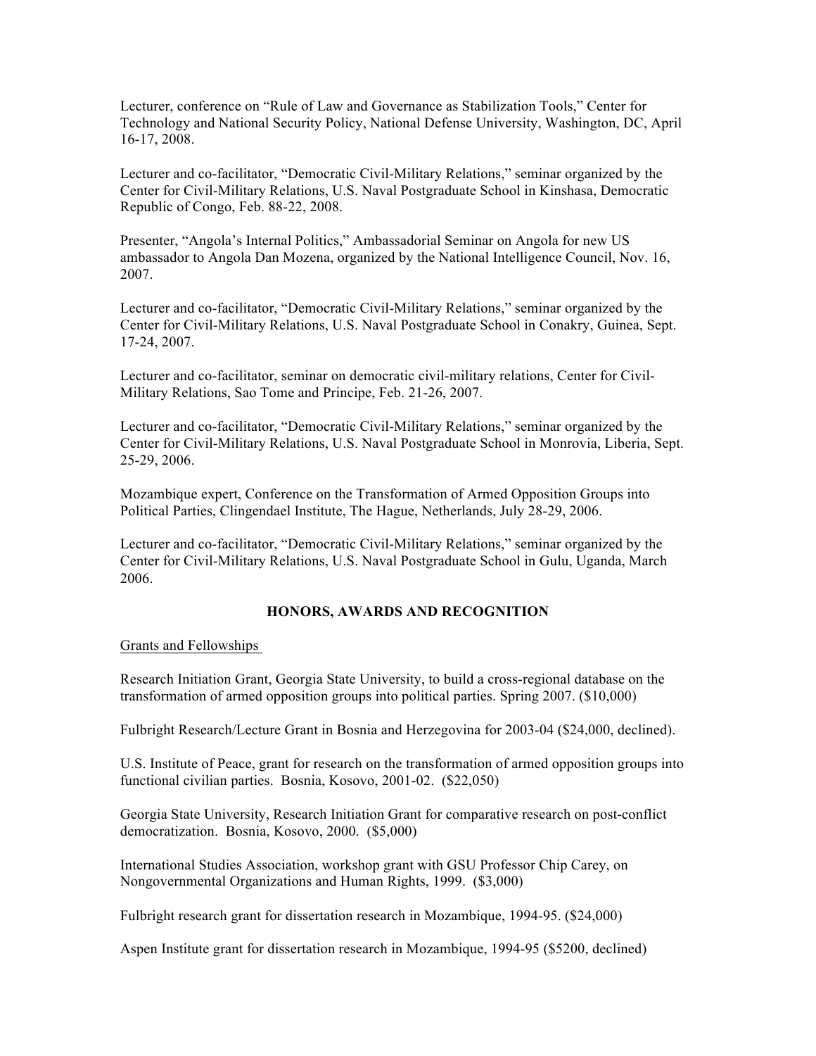Lecturer, conference on "Rule of Law and Governance as Stabilization Tools," Center for Technology and National Security Policy, National Defense University, Washington, DC, April 16-17, 2008.

Lecturer and co-facilitator, "Democratic Civil-Military Relations," seminar organized by the Center for Civil-Military Relations, U.S. Naval Postgraduate School in Kinshasa, Democratic Republic of Congo, Feb. 88-22, 2008.

Presenter, "Angola's Internal Politics," Ambassadorial Seminar on Angola for new US ambassador to Angola Dan Mozena, organized by the National Intelligence Council, Nov. 16, 2007.

Lecturer and co-facilitator, "Democratic Civil-Military Relations," seminar organized by the Center for Civil-Military Relations, U.S. Naval Postgraduate School in Conakry, Guinea, Sept. 17-24, 2007.

Lecturer and co-facilitator, seminar on democratic civil-military relations, Center for Civil-Military Relations, Sao Tome and Principe, Feb. 21-26, 2007.

Lecturer and co-facilitator, "Democratic Civil-Military Relations," seminar organized by the Center for Civil-Military Relations, U.S. Naval Postgraduate School in Monrovia, Liberia, Sept. 25-29, 2006.

Mozambique expert, Conference on the Transformation of Armed Opposition Groups into Political Parties, Clingendael Institute, The Hague, Netherlands, July 28-29, 2006.

Lecturer and co-facilitator, "Democratic Civil-Military Relations," seminar organized by the Center for Civil-Military Relations, U.S. Naval Postgraduate School in Gulu, Uganda, March 2006.

## HONORS, AWARDS AND RECOGNITION

Grants and Fellowships

Research Initiation Grant, Georgia State University, to build a cross-regional database on the transformation of armed opposition groups into political parties. Spring 2007. ($10,000)

Fulbright Research/Lecture Grant in Bosnia and Herzegovina for 2003-04 ($24,000, declined).

U.S. Institute of Peace, grant for research on the transformation of armed opposition groups into functional civilian parties. Bosnia, Kosovo, 2001-02. ($22,050)

Georgia State University, Research Initiation Grant for comparative research on post-conflict democratization. Bosnia, Kosovo, 2000. ($5,000)

International Studies Association, workshop grant with GSU Professor Chip Carey, on Nongovernmental Organizations and Human Rights, 1999. ($3,000)

Fulbright research grant for dissertation research in Mozambique, 1994-95. ($24,000)

Aspen Institute grant for dissertation research in Mozambique, 1994-95 ($5200, declined)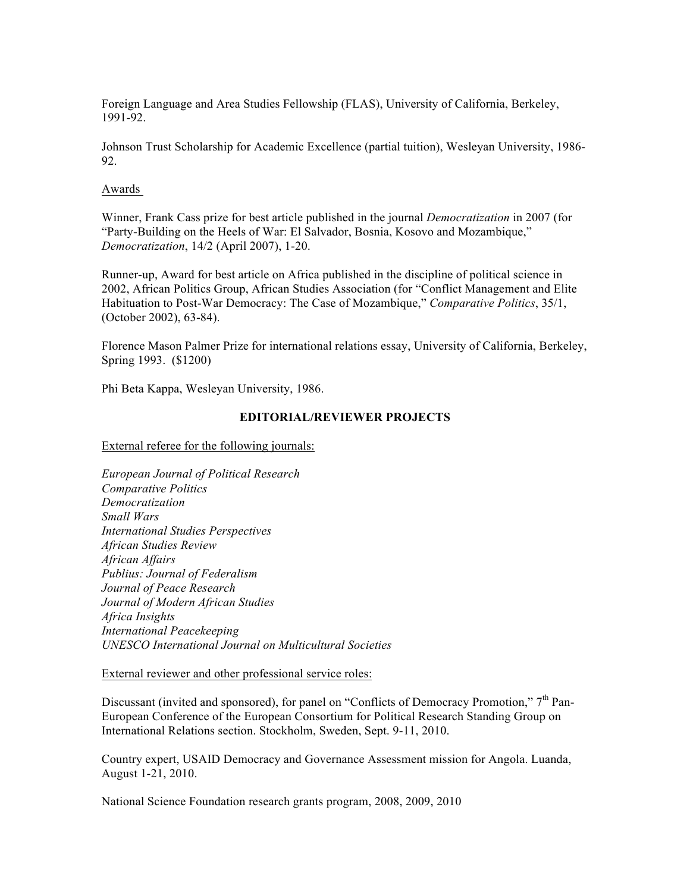Foreign Language and Area Studies Fellowship (FLAS), University of California, Berkeley, 1991-92.

Johnson Trust Scholarship for Academic Excellence (partial tuition), Wesleyan University, 1986-92.

Awards

Winner, Frank Cass prize for best article published in the journal *Democratization* in 2007 (for "Party-Building on the Heels of War: El Salvador, Bosnia, Kosovo and Mozambique," *Democratization*, 14/2 (April 2007), 1-20.

Runner-up, Award for best article on Africa published in the discipline of political science in 2002, African Politics Group, African Studies Association (for "Conflict Management and Elite Habituation to Post-War Democracy: The Case of Mozambique," *Comparative Politics*, 35/1, (October 2002), 63-84).

Florence Mason Palmer Prize for international relations essay, University of California, Berkeley, Spring 1993. ($1200)

Phi Beta Kappa, Wesleyan University, 1986.

## EDITORIAL/REVIEWER PROJECTS

External referee for the following journals:

*European Journal of Political Research*
*Comparative Politics*
*Democratization*
*Small Wars*
*International Studies Perspectives*
*African Studies Review*
*African Affairs*
*Publius: Journal of Federalism*
*Journal of Peace Research*
*Journal of Modern African Studies*
*Africa Insights*
*International Peacekeeping*
*UNESCO International Journal on Multicultural Societies*

External reviewer and other professional service roles:

Discussant (invited and sponsored), for panel on "Conflicts of Democracy Promotion," 7th Pan-European Conference of the European Consortium for Political Research Standing Group on International Relations section. Stockholm, Sweden, Sept. 9-11, 2010.

Country expert, USAID Democracy and Governance Assessment mission for Angola. Luanda, August 1-21, 2010.

National Science Foundation research grants program, 2008, 2009, 2010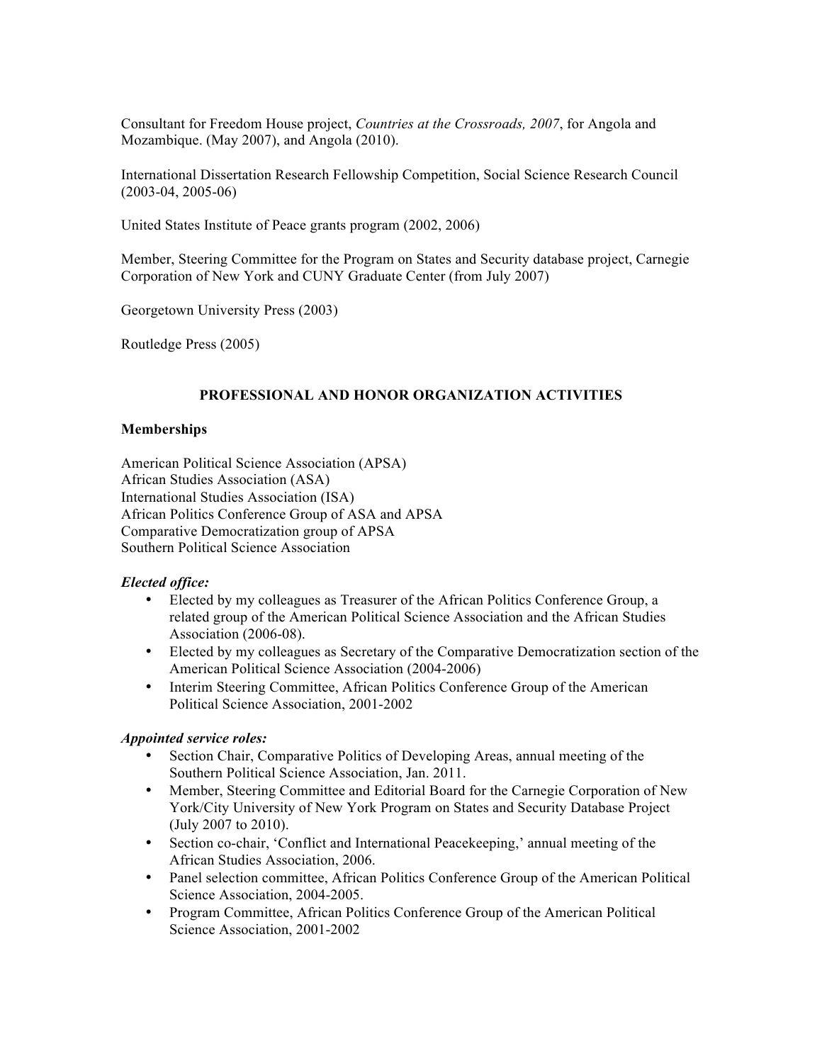Consultant for Freedom House project, *Countries at the Crossroads, 2007*, for Angola and Mozambique. (May 2007), and Angola (2010).

International Dissertation Research Fellowship Competition, Social Science Research Council (2003-04, 2005-06)

United States Institute of Peace grants program (2002, 2006)

Member, Steering Committee for the Program on States and Security database project, Carnegie Corporation of New York and CUNY Graduate Center (from July 2007)

Georgetown University Press (2003)

Routledge Press (2005)

## PROFESSIONAL AND HONOR ORGANIZATION ACTIVITIES

### Memberships

American Political Science Association (APSA)
African Studies Association (ASA)
International Studies Association (ISA)
African Politics Conference Group of ASA and APSA
Comparative Democratization group of APSA
Southern Political Science Association

***Elected office:***

- Elected by my colleagues as Treasurer of the African Politics Conference Group, a related group of the American Political Science Association and the African Studies Association (2006-08).
- Elected by my colleagues as Secretary of the Comparative Democratization section of the American Political Science Association (2004-2006)
- Interim Steering Committee, African Politics Conference Group of the American Political Science Association, 2001-2002

***Appointed service roles:***

- Section Chair, Comparative Politics of Developing Areas, annual meeting of the Southern Political Science Association, Jan. 2011.
- Member, Steering Committee and Editorial Board for the Carnegie Corporation of New York/City University of New York Program on States and Security Database Project (July 2007 to 2010).
- Section co-chair, 'Conflict and International Peacekeeping,' annual meeting of the African Studies Association, 2006.
- Panel selection committee, African Politics Conference Group of the American Political Science Association, 2004-2005.
- Program Committee, African Politics Conference Group of the American Political Science Association, 2001-2002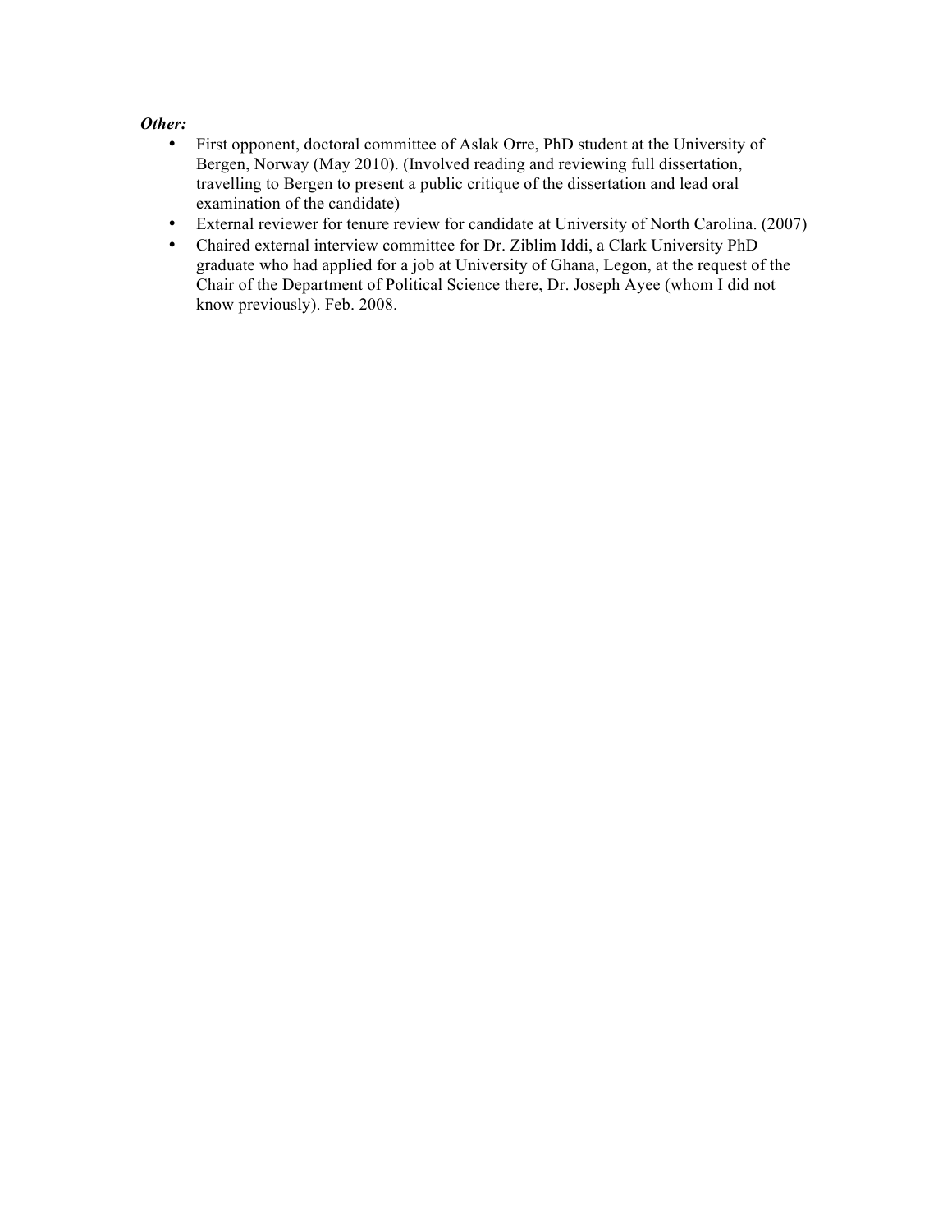***Other:***

- First opponent, doctoral committee of Aslak Orre, PhD student at the University of Bergen, Norway (May 2010). (Involved reading and reviewing full dissertation, travelling to Bergen to present a public critique of the dissertation and lead oral examination of the candidate)
- External reviewer for tenure review for candidate at University of North Carolina. (2007)
- Chaired external interview committee for Dr. Ziblim Iddi, a Clark University PhD graduate who had applied for a job at University of Ghana, Legon, at the request of the Chair of the Department of Political Science there, Dr. Joseph Ayee (whom I did not know previously). Feb. 2008.